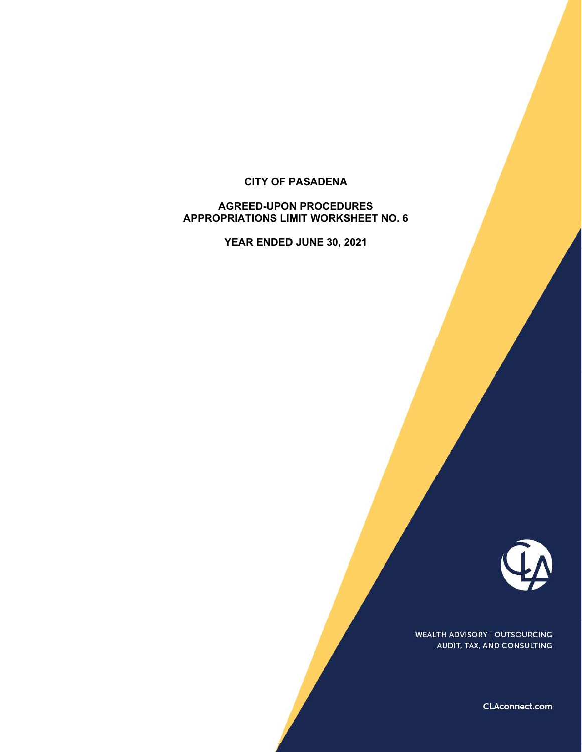# CITY OF PASADENA

## AGREED-UPON PROCEDURES
## APPROPRIATIONS LIMIT WORKSHEET NO. 6

## YEAR ENDED JUNE 30, 2021

WEALTH ADVISORY | OUTSOURCING
AUDIT, TAX, AND CONSULTING

CLAconnect.com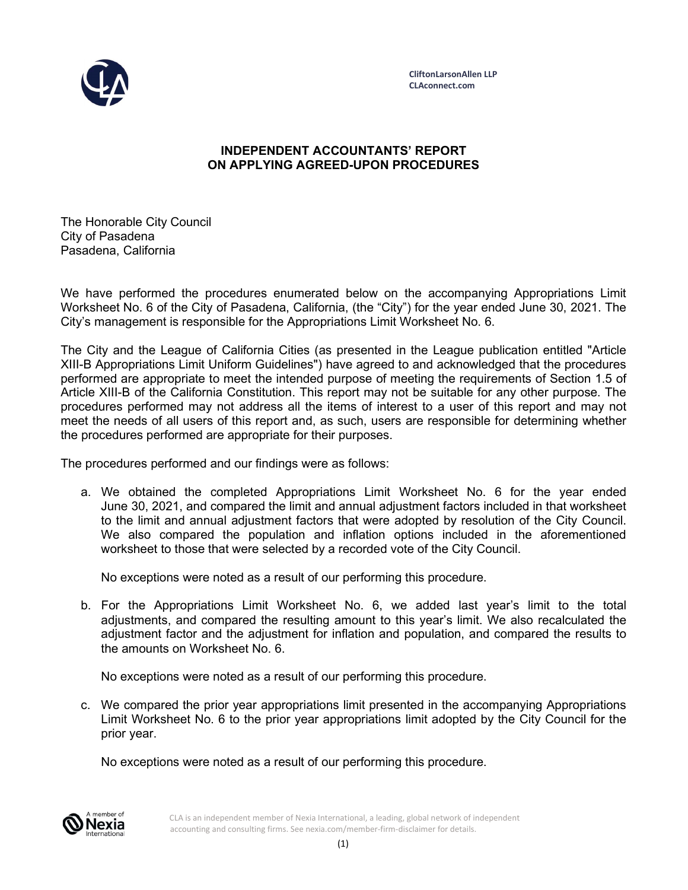CliftonLarsonAllen LLP
CLAconnect.com

## INDEPENDENT ACCOUNTANTS' REPORT ON APPLYING AGREED-UPON PROCEDURES

The Honorable City Council
City of Pasadena
Pasadena, California

We have performed the procedures enumerated below on the accompanying Appropriations Limit Worksheet No. 6 of the City of Pasadena, California, (the "City") for the year ended June 30, 2021. The City's management is responsible for the Appropriations Limit Worksheet No. 6.

The City and the League of California Cities (as presented in the League publication entitled "Article XIII-B Appropriations Limit Uniform Guidelines") have agreed to and acknowledged that the procedures performed are appropriate to meet the intended purpose of meeting the requirements of Section 1.5 of Article XIII-B of the California Constitution. This report may not be suitable for any other purpose. The procedures performed may not address all the items of interest to a user of this report and may not meet the needs of all users of this report and, as such, users are responsible for determining whether the procedures performed are appropriate for their purposes.

The procedures performed and our findings were as follows:

a. We obtained the completed Appropriations Limit Worksheet No. 6 for the year ended June 30, 2021, and compared the limit and annual adjustment factors included in that worksheet to the limit and annual adjustment factors that were adopted by resolution of the City Council. We also compared the population and inflation options included in the aforementioned worksheet to those that were selected by a recorded vote of the City Council.

   No exceptions were noted as a result of our performing this procedure.

b. For the Appropriations Limit Worksheet No. 6, we added last year's limit to the total adjustments, and compared the resulting amount to this year's limit. We also recalculated the adjustment factor and the adjustment for inflation and population, and compared the results to the amounts on Worksheet No. 6.

   No exceptions were noted as a result of our performing this procedure.

c. We compared the prior year appropriations limit presented in the accompanying Appropriations Limit Worksheet No. 6 to the prior year appropriations limit adopted by the City Council for the prior year.

   No exceptions were noted as a result of our performing this procedure.

CLA is an independent member of Nexia International, a leading, global network of independent accounting and consulting firms. See nexia.com/member-firm-disclaimer for details.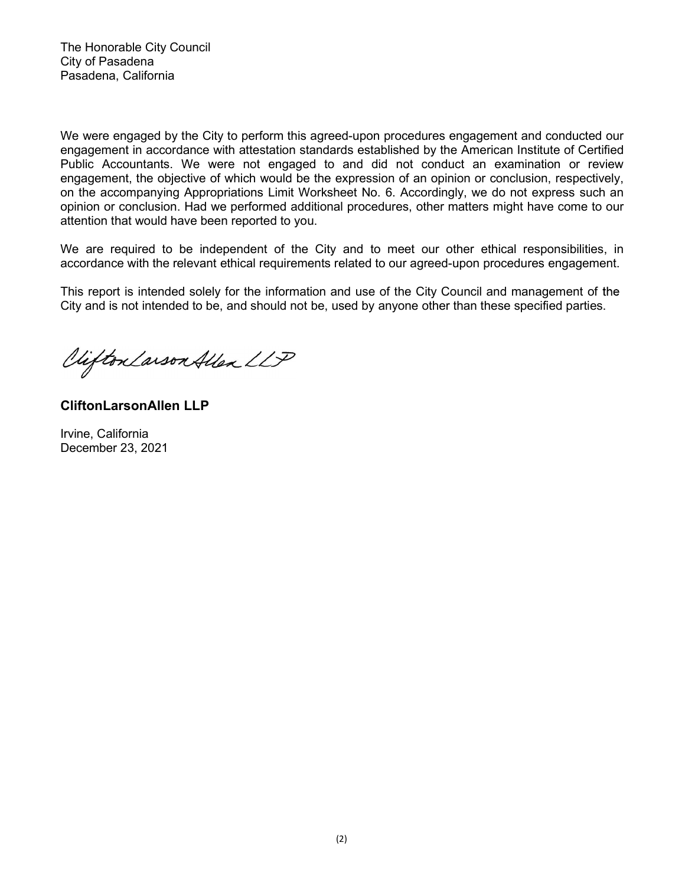The Honorable City Council
City of Pasadena
Pasadena, California

We were engaged by the City to perform this agreed-upon procedures engagement and conducted our engagement in accordance with attestation standards established by the American Institute of Certified Public Accountants. We were not engaged to and did not conduct an examination or review engagement, the objective of which would be the expression of an opinion or conclusion, respectively, on the accompanying Appropriations Limit Worksheet No. 6. Accordingly, we do not express such an opinion or conclusion. Had we performed additional procedures, other matters might have come to our attention that would have been reported to you.

We are required to be independent of the City and to meet our other ethical responsibilities, in accordance with the relevant ethical requirements related to our agreed-upon procedures engagement.

This report is intended solely for the information and use of the City Council and management of the City and is not intended to be, and should not be, used by anyone other than these specified parties.

CliftonLarsonAllen LLP

**CliftonLarsonAllen LLP**

Irvine, California
December 23, 2021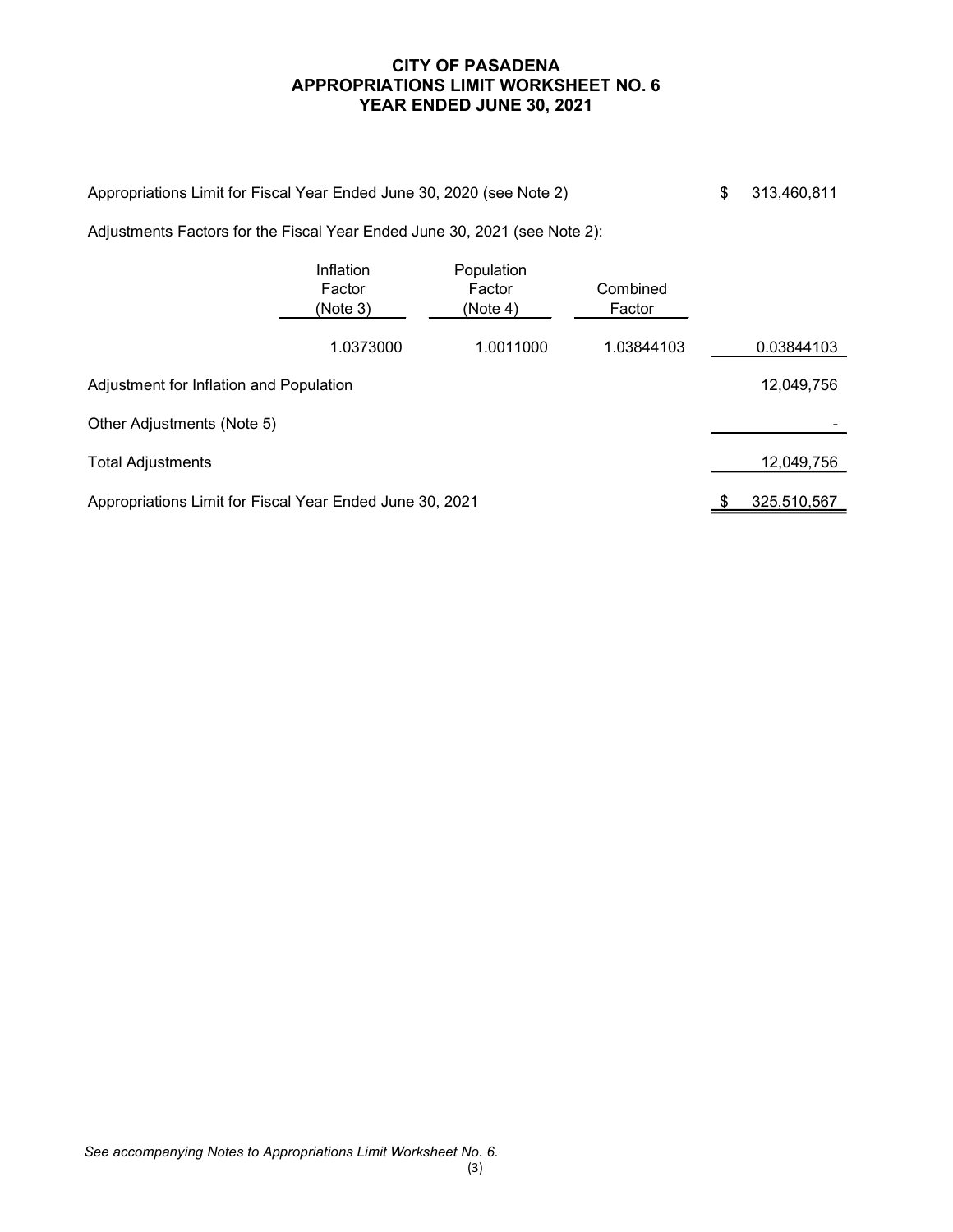# CITY OF PASADENA
## APPROPRIATIONS LIMIT WORKSHEET NO. 6
## YEAR ENDED JUNE 30, 2021

| | | | | |
|---|---|---|---|---|
| Appropriations Limit for Fiscal Year Ended June 30, 2020 (see Note 2) | | | | $ 313,460,811 |
| Adjustments Factors for the Fiscal Year Ended June 30, 2021 (see Note 2): | | | | |
| | Inflation Factor (Note 3) | Population Factor (Note 4) | Combined Factor | |
| | 1.0373000 | 1.0011000 | 1.03844103 | 0.03844103 |
| Adjustment for Inflation and Population | | | | 12,049,756 |
| Other Adjustments (Note 5) | | | | - |
| Total Adjustments | | | | 12,049,756 |
| Appropriations Limit for Fiscal Year Ended June 30, 2021 | | | | $ 325,510,567 |

*See accompanying Notes to Appropriations Limit Worksheet No. 6.*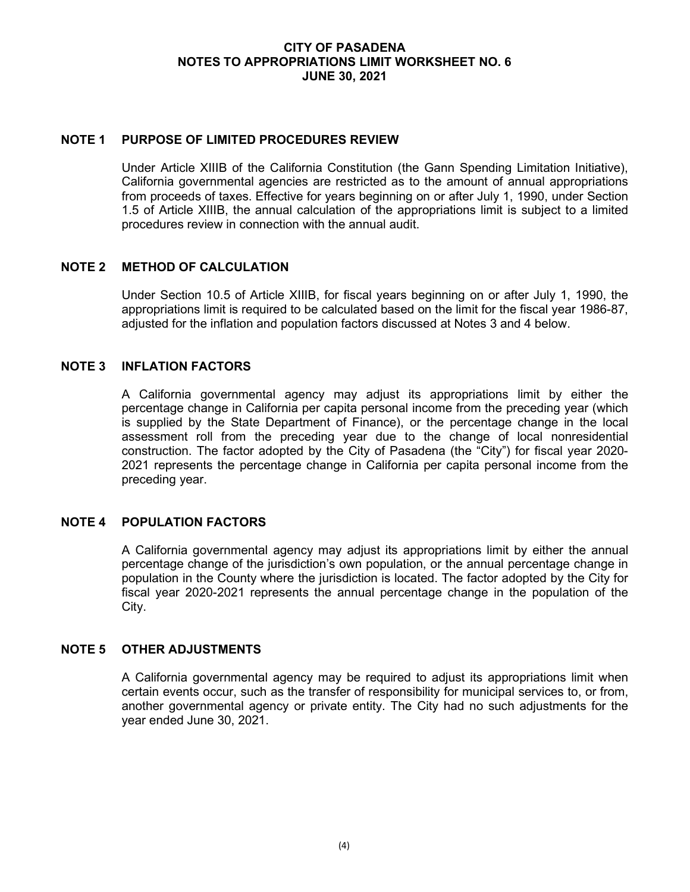# CITY OF PASADENA
## NOTES TO APPROPRIATIONS LIMIT WORKSHEET NO. 6
## JUNE 30, 2021

### NOTE 1 PURPOSE OF LIMITED PROCEDURES REVIEW

Under Article XIIIB of the California Constitution (the Gann Spending Limitation Initiative), California governmental agencies are restricted as to the amount of annual appropriations from proceeds of taxes. Effective for years beginning on or after July 1, 1990, under Section 1.5 of Article XIIIB, the annual calculation of the appropriations limit is subject to a limited procedures review in connection with the annual audit.

### NOTE 2 METHOD OF CALCULATION

Under Section 10.5 of Article XIIIB, for fiscal years beginning on or after July 1, 1990, the appropriations limit is required to be calculated based on the limit for the fiscal year 1986-87, adjusted for the inflation and population factors discussed at Notes 3 and 4 below.

### NOTE 3 INFLATION FACTORS

A California governmental agency may adjust its appropriations limit by either the percentage change in California per capita personal income from the preceding year (which is supplied by the State Department of Finance), or the percentage change in the local assessment roll from the preceding year due to the change of local nonresidential construction. The factor adopted by the City of Pasadena (the "City") for fiscal year 2020-2021 represents the percentage change in California per capita personal income from the preceding year.

### NOTE 4 POPULATION FACTORS

A California governmental agency may adjust its appropriations limit by either the annual percentage change of the jurisdiction's own population, or the annual percentage change in population in the County where the jurisdiction is located. The factor adopted by the City for fiscal year 2020-2021 represents the annual percentage change in the population of the City.

### NOTE 5 OTHER ADJUSTMENTS

A California governmental agency may be required to adjust its appropriations limit when certain events occur, such as the transfer of responsibility for municipal services to, or from, another governmental agency or private entity. The City had no such adjustments for the year ended June 30, 2021.